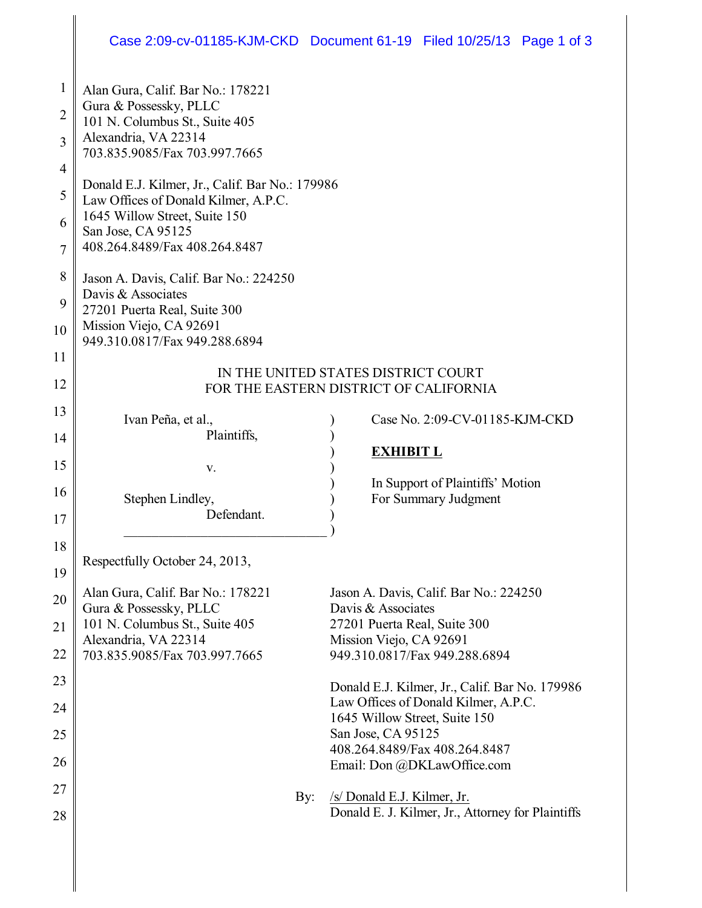Alan Gura, Calif. Bar No.: 178221
Gura & Possessky, PLLC
101 N. Columbus St., Suite 405
Alexandria, VA 22314
703.835.9085/Fax 703.997.7665

Donald E.J. Kilmer, Jr., Calif. Bar No.: 179986
Law Offices of Donald Kilmer, A.P.C.
1645 Willow Street, Suite 150
San Jose, CA 95125
408.264.8489/Fax 408.264.8487

Jason A. Davis, Calif. Bar No.: 224250
Davis & Associates
27201 Puerta Real, Suite 300
Mission Viejo, CA 92691
949.310.0817/Fax 949.288.6894

IN THE UNITED STATES DISTRICT COURT
FOR THE EASTERN DISTRICT OF CALIFORNIA

| | |
|---|---|
| Ivan Peña, et al., Plaintiffs, v. Stephen Lindley, Defendant. | Case No. 2:09-CV-01185-KJM-CKD<br><br>**EXHIBIT L**<br><br>In Support of Plaintiffs' Motion For Summary Judgment |

Respectfully October 24, 2013,

Alan Gura, Calif. Bar No.: 178221
Gura & Possessky, PLLC
101 N. Columbus St., Suite 405
Alexandria, VA 22314
703.835.9085/Fax 703.997.7665

Jason A. Davis, Calif. Bar No.: 224250
Davis & Associates
27201 Puerta Real, Suite 300
Mission Viejo, CA 92691
949.310.0817/Fax 949.288.6894

Donald E.J. Kilmer, Jr., Calif. Bar No. 179986
Law Offices of Donald Kilmer, A.P.C.
1645 Willow Street, Suite 150
San Jose, CA 95125
408.264.8489/Fax 408.264.8487
Email: Don @DKLawOffice.com

By: /s/ Donald E.J. Kilmer, Jr.
Donald E. J. Kilmer, Jr., Attorney for Plaintiffs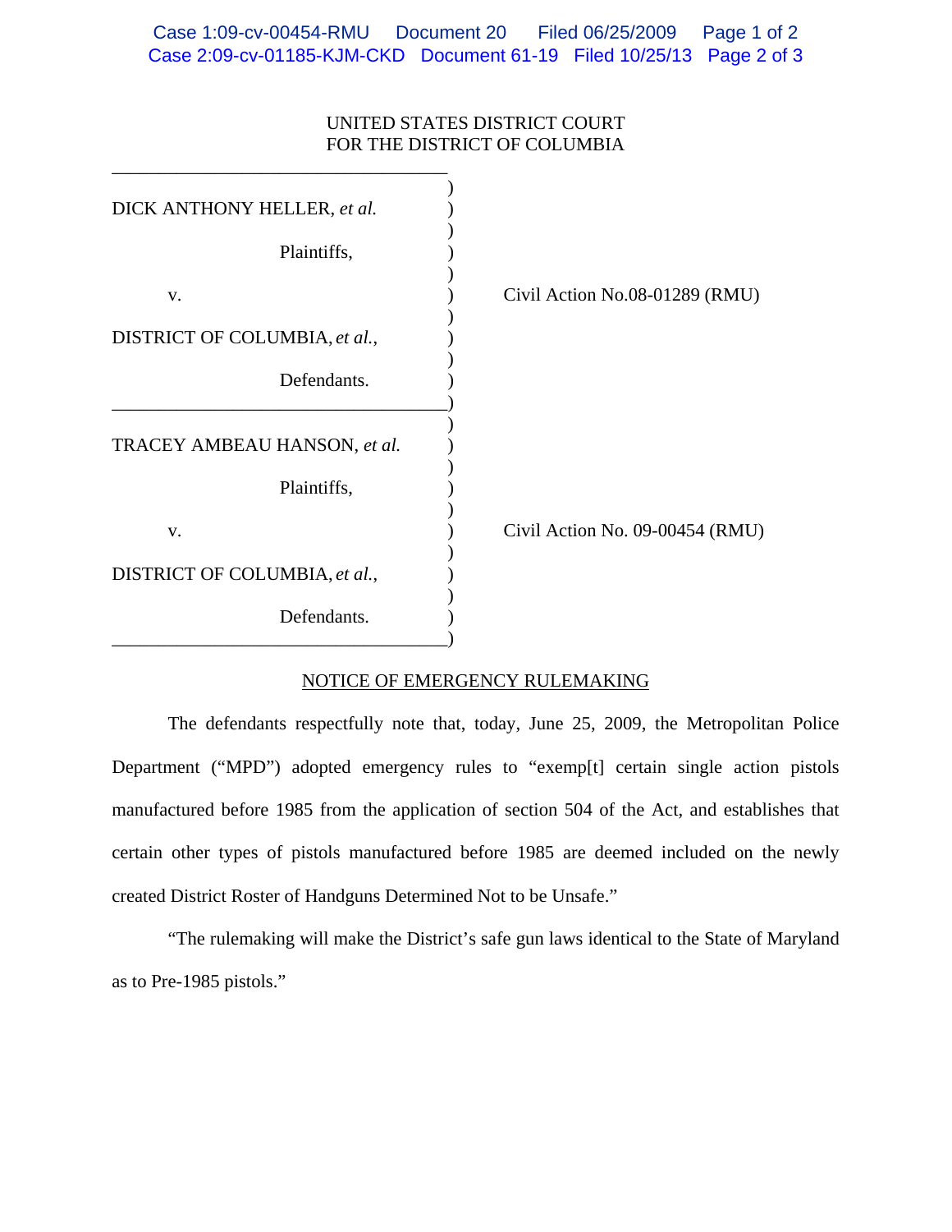UNITED STATES DISTRICT COURT
FOR THE DISTRICT OF COLUMBIA

| | |
|---|---|
| DICK ANTHONY HELLER, *et al.*<br><br>Plaintiffs,<br><br>v.<br><br>DISTRICT OF COLUMBIA, *et al.*,<br><br>Defendants. | Civil Action No.08-01289 (RMU) |
| TRACEY AMBEAU HANSON, *et al.*<br><br>Plaintiffs,<br><br>v.<br><br>DISTRICT OF COLUMBIA, *et al.*,<br><br>Defendants. | Civil Action No. 09-00454 (RMU) |

NOTICE OF EMERGENCY RULEMAKING

The defendants respectfully note that, today, June 25, 2009, the Metropolitan Police Department ("MPD") adopted emergency rules to "exemp[t] certain single action pistols manufactured before 1985 from the application of section 504 of the Act, and establishes that certain other types of pistols manufactured before 1985 are deemed included on the newly created District Roster of Handguns Determined Not to be Unsafe."

"The rulemaking will make the District's safe gun laws identical to the State of Maryland as to Pre-1985 pistols."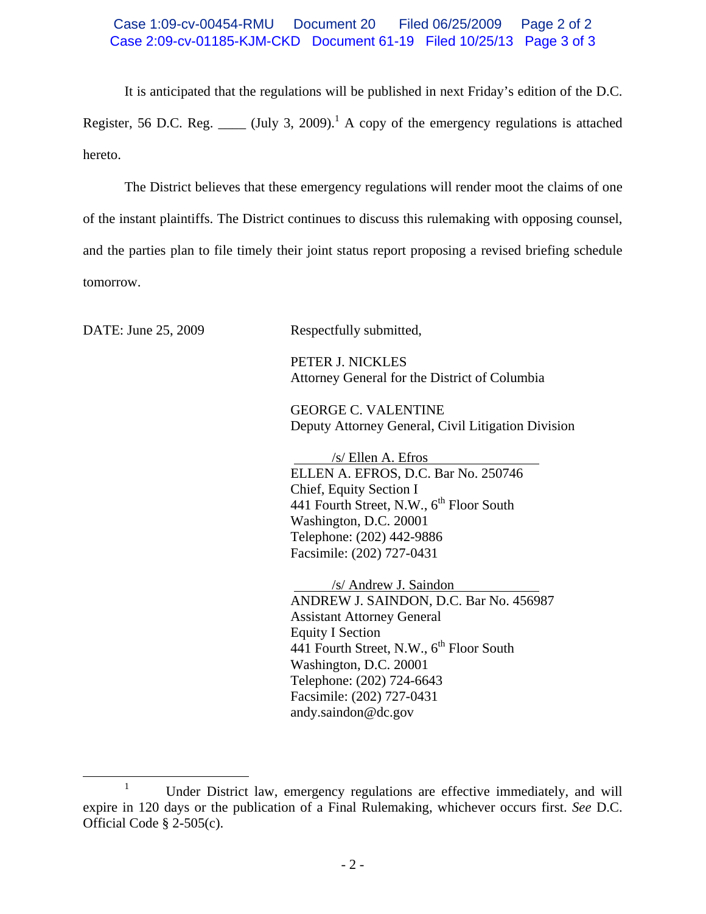It is anticipated that the regulations will be published in next Friday's edition of the D.C. Register, 56 D.C. Reg. ____ (July 3, 2009).[1] A copy of the emergency regulations is attached hereto.

The District believes that these emergency regulations will render moot the claims of one of the instant plaintiffs. The District continues to discuss this rulemaking with opposing counsel, and the parties plan to file timely their joint status report proposing a revised briefing schedule tomorrow.

DATE: June 25, 2009

Respectfully submitted,

PETER J. NICKLES
Attorney General for the District of Columbia

GEORGE C. VALENTINE
Deputy Attorney General, Civil Litigation Division

/s/ Ellen A. Efros
ELLEN A. EFROS, D.C. Bar No. 250746
Chief, Equity Section I
441 Fourth Street, N.W., 6th Floor South
Washington, D.C. 20001
Telephone: (202) 442-9886
Facsimile: (202) 727-0431

/s/ Andrew J. Saindon
ANDREW J. SAINDON, D.C. Bar No. 456987
Assistant Attorney General
Equity I Section
441 Fourth Street, N.W., 6th Floor South
Washington, D.C. 20001
Telephone: (202) 724-6643
Facsimile: (202) 727-0431
andy.saindon@dc.gov

---

[1] Under District law, emergency regulations are effective immediately, and will expire in 120 days or the publication of a Final Rulemaking, whichever occurs first. *See* D.C. Official Code § 2-505(c).